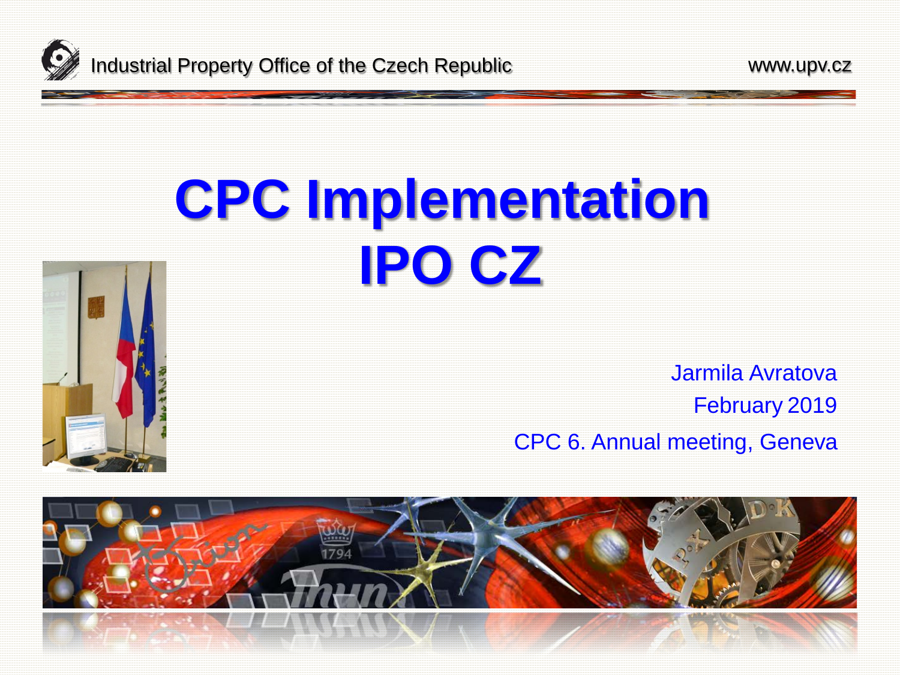Industrial Property Office of the Czech Republic

www.upv.cz

# CPC Implementation IPO CZ

Jarmila Avratova

February 2019

CPC 6. Annual meeting, Geneva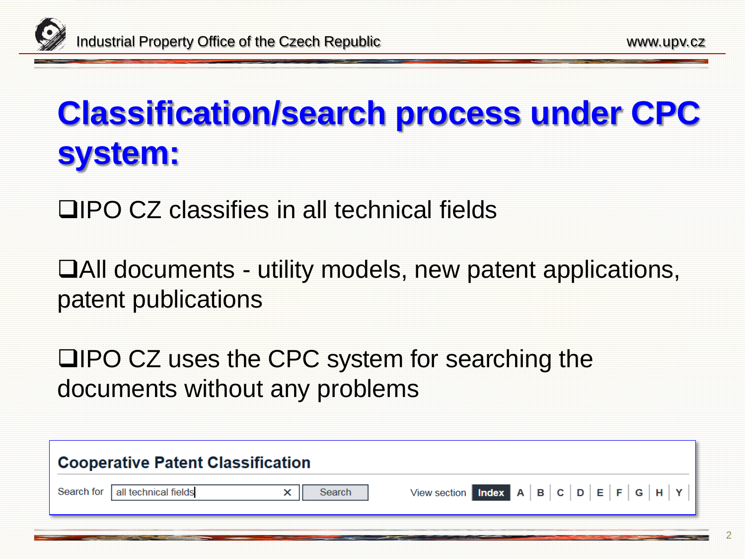# Classification/search process under CPC system:

- IPO CZ classifies in all technical fields
- All documents - utility models, new patent applications, patent publications
- IPO CZ uses the CPC system for searching the documents without any problems

**Cooperative Patent Classification**

Search for: all technical fields | Search | View section: Index | A | B | C | D | E | F | G | H | Y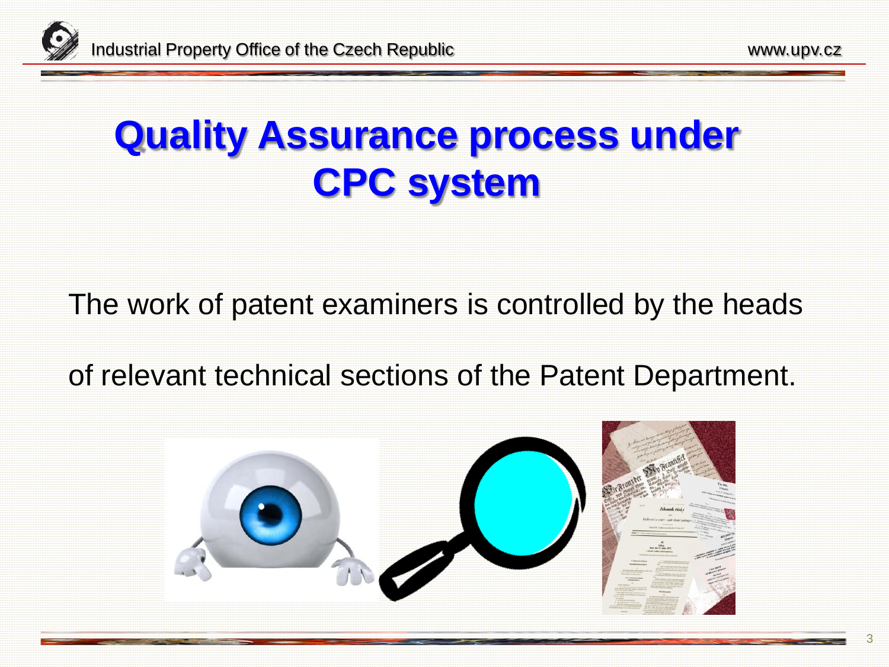# Quality Assurance process under CPC system

The work of patent examiners is controlled by the heads of relevant technical sections of the Patent Department.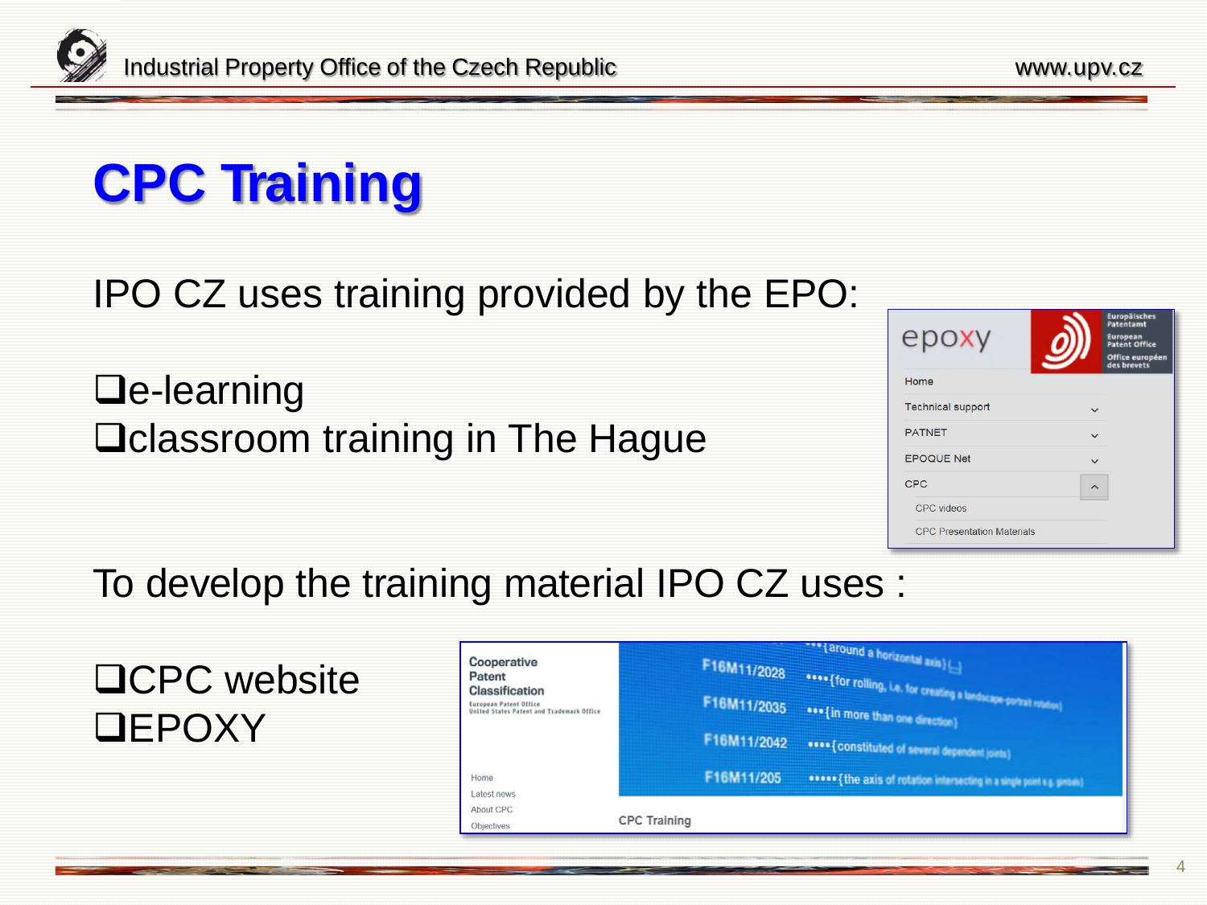# CPC Training

IPO CZ uses training provided by the EPO:

- e-learning
- classroom training in The Hague

To develop the training material IPO CZ uses :

- CPC website
- EPOXY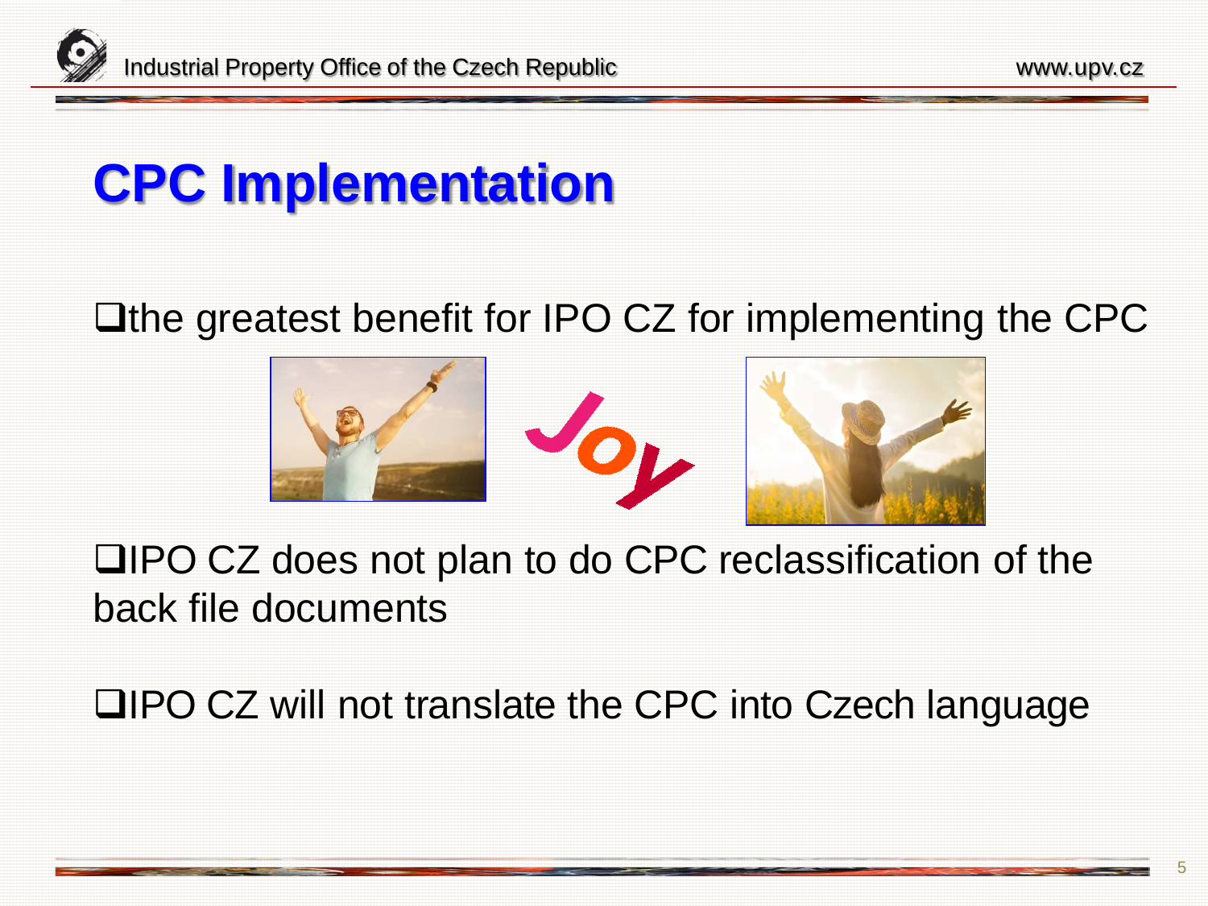# CPC Implementation

- the greatest benefit for IPO CZ for implementing the CPC

Joy

- IPO CZ does not plan to do CPC reclassification of the back file documents

- IPO CZ will not translate the CPC into Czech language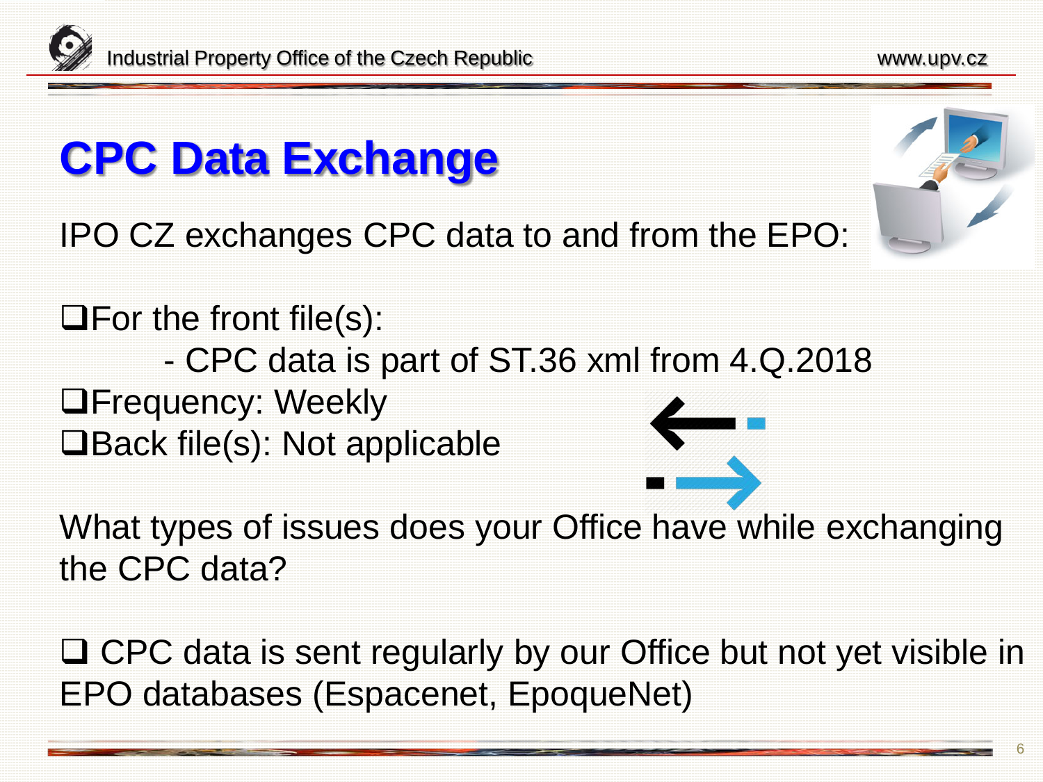# CPC Data Exchange

IPO CZ exchanges CPC data to and from the EPO:

- For the front file(s):
  - CPC data is part of ST.36 xml from 4.Q.2018
- Frequency: Weekly
- Back file(s): Not applicable

What types of issues does your Office have while exchanging the CPC data?

- CPC data is sent regularly by our Office but not yet visible in EPO databases (Espacenet, EpoqueNet)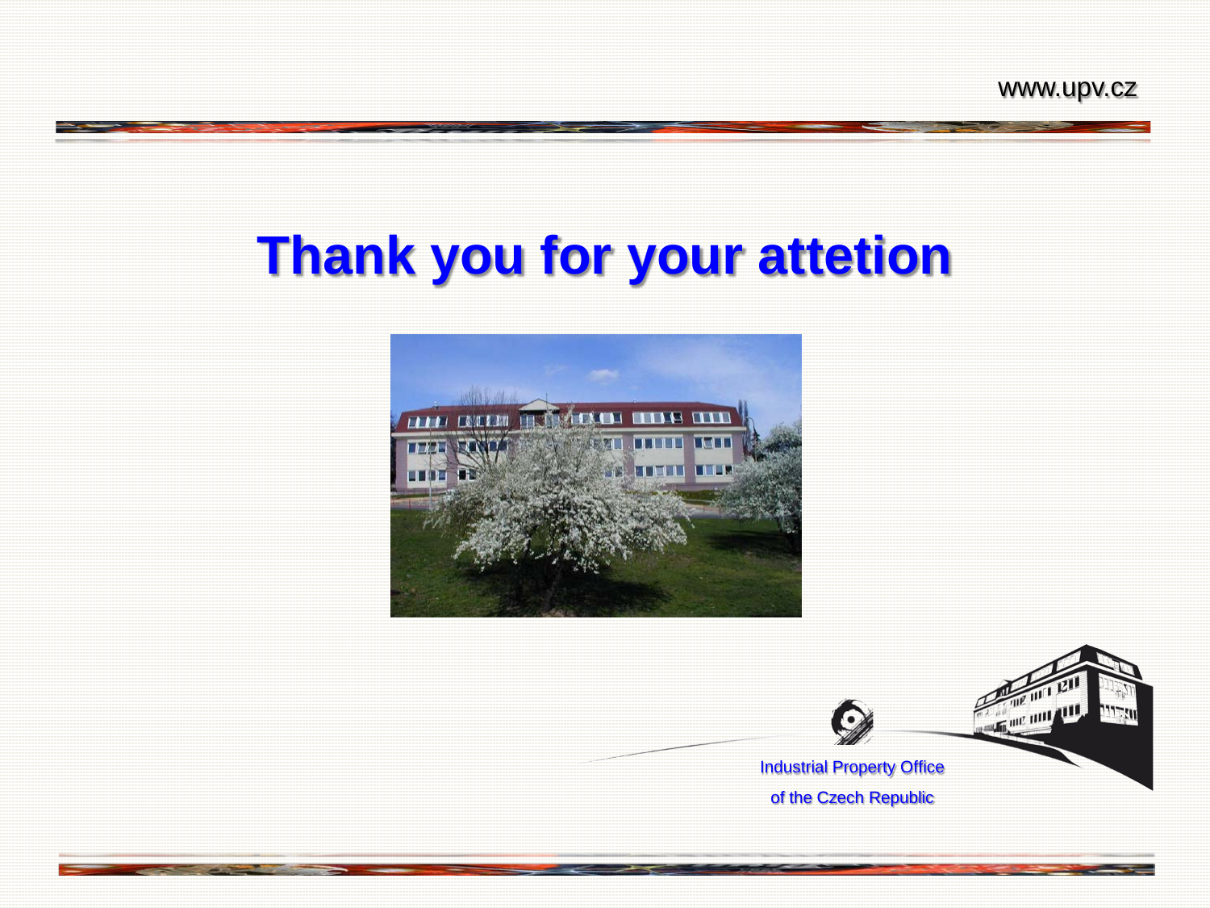www.upv.cz

# Thank you for your attetion

Industrial Property Office
of the Czech Republic